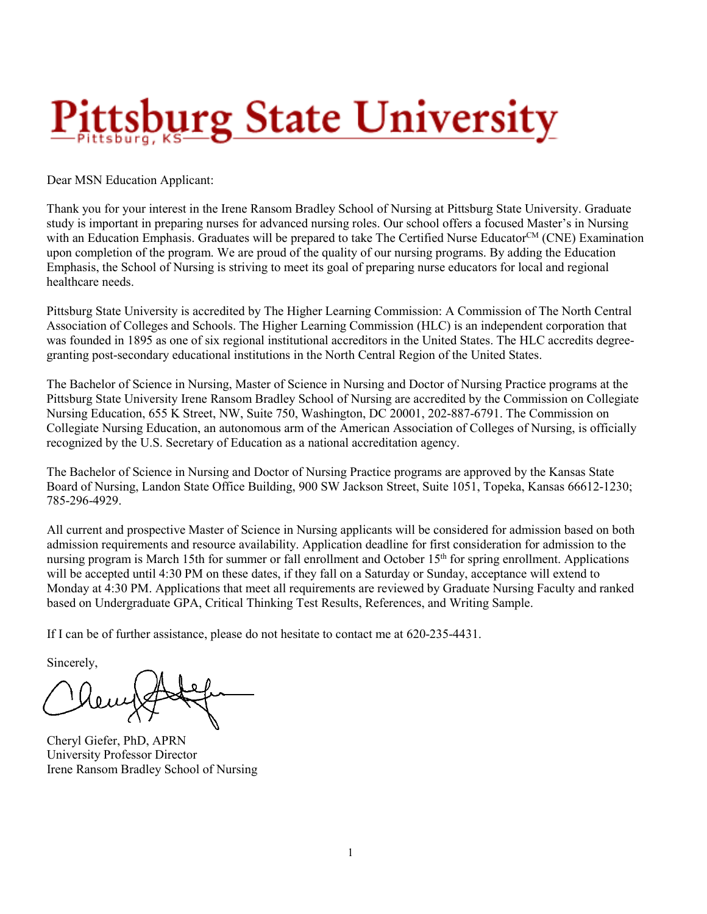# Pittsburg State University

Pittsburg, KS

Dear MSN Education Applicant:

Thank you for your interest in the Irene Ransom Bradley School of Nursing at Pittsburg State University. Graduate study is important in preparing nurses for advanced nursing roles. Our school offers a focused Master's in Nursing with an Education Emphasis. Graduates will be prepared to take The Certified Nurse Educator[CM] (CNE) Examination upon completion of the program. We are proud of the quality of our nursing programs. By adding the Education Emphasis, the School of Nursing is striving to meet its goal of preparing nurse educators for local and regional healthcare needs.

Pittsburg State University is accredited by The Higher Learning Commission: A Commission of The North Central Association of Colleges and Schools. The Higher Learning Commission (HLC) is an independent corporation that was founded in 1895 as one of six regional institutional accreditors in the United States. The HLC accredits degree-granting post-secondary educational institutions in the North Central Region of the United States.

The Bachelor of Science in Nursing, Master of Science in Nursing and Doctor of Nursing Practice programs at the Pittsburg State University Irene Ransom Bradley School of Nursing are accredited by the Commission on Collegiate Nursing Education, 655 K Street, NW, Suite 750, Washington, DC 20001, 202-887-6791. The Commission on Collegiate Nursing Education, an autonomous arm of the American Association of Colleges of Nursing, is officially recognized by the U.S. Secretary of Education as a national accreditation agency.

The Bachelor of Science in Nursing and Doctor of Nursing Practice programs are approved by the Kansas State Board of Nursing, Landon State Office Building, 900 SW Jackson Street, Suite 1051, Topeka, Kansas 66612-1230; 785-296-4929.

All current and prospective Master of Science in Nursing applicants will be considered for admission based on both admission requirements and resource availability. Application deadline for first consideration for admission to the nursing program is March 15th for summer or fall enrollment and October 15th for spring enrollment. Applications will be accepted until 4:30 PM on these dates, if they fall on a Saturday or Sunday, acceptance will extend to Monday at 4:30 PM. Applications that meet all requirements are reviewed by Graduate Nursing Faculty and ranked based on Undergraduate GPA, Critical Thinking Test Results, References, and Writing Sample.

If I can be of further assistance, please do not hesitate to contact me at 620-235-4431.

Sincerely,

Cheryl Giefer, PhD, APRN
University Professor Director
Irene Ransom Bradley School of Nursing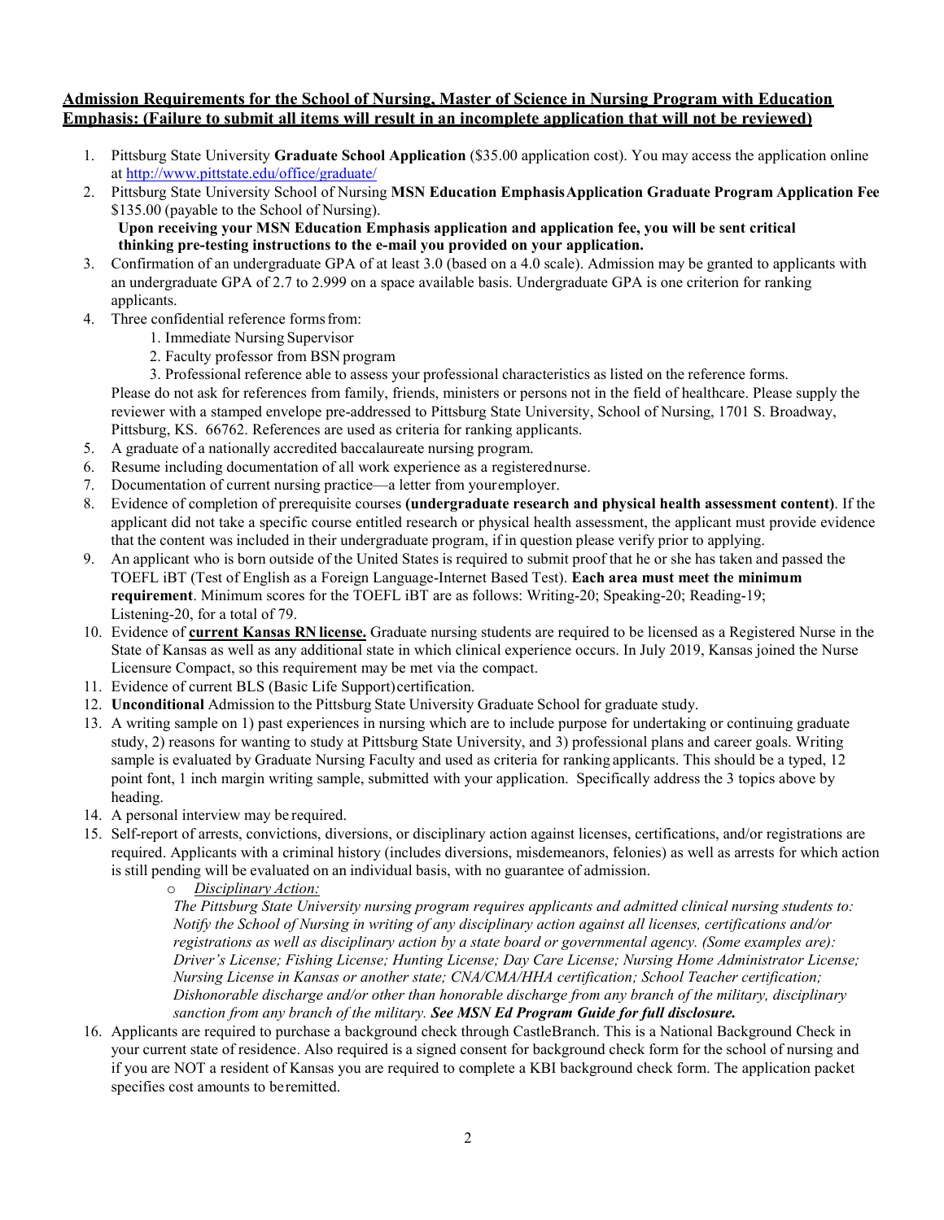**Admission Requirements for the School of Nursing, Master of Science in Nursing Program with Education Emphasis: (Failure to submit all items will result in an incomplete application that will not be reviewed)**

1. Pittsburg State University **Graduate School Application** ($35.00 application cost). You may access the application online at http://www.pittstate.edu/office/graduate/
2. Pittsburg State University School of Nursing **MSN Education Emphasis Application Graduate Program Application Fee** $135.00 (payable to the School of Nursing).
   **Upon receiving your MSN Education Emphasis application and application fee, you will be sent critical thinking pre-testing instructions to the e-mail you provided on your application.**
3. Confirmation of an undergraduate GPA of at least 3.0 (based on a 4.0 scale). Admission may be granted to applicants with an undergraduate GPA of 2.7 to 2.999 on a space available basis. Undergraduate GPA is one criterion for ranking applicants.
4. Three confidential reference forms from:
   1. Immediate Nursing Supervisor
   2. Faculty professor from BSN program
   3. Professional reference able to assess your professional characteristics as listed on the reference forms.

   Please do not ask for references from family, friends, ministers or persons not in the field of healthcare. Please supply the reviewer with a stamped envelope pre-addressed to Pittsburg State University, School of Nursing, 1701 S. Broadway, Pittsburg, KS. 66762. References are used as criteria for ranking applicants.
5. A graduate of a nationally accredited baccalaureate nursing program.
6. Resume including documentation of all work experience as a registered nurse.
7. Documentation of current nursing practice—a letter from your employer.
8. Evidence of completion of prerequisite courses **(undergraduate research and physical health assessment content)**. If the applicant did not take a specific course entitled research or physical health assessment, the applicant must provide evidence that the content was included in their undergraduate program, if in question please verify prior to applying.
9. An applicant who is born outside of the United States is required to submit proof that he or she has taken and passed the TOEFL iBT (Test of English as a Foreign Language-Internet Based Test). **Each area must meet the minimum requirement**. Minimum scores for the TOEFL iBT are as follows: Writing-20; Speaking-20; Reading-19; Listening-20, for a total of 79.
10. Evidence of **current Kansas RN license.** Graduate nursing students are required to be licensed as a Registered Nurse in the State of Kansas as well as any additional state in which clinical experience occurs. In July 2019, Kansas joined the Nurse Licensure Compact, so this requirement may be met via the compact.
11. Evidence of current BLS (Basic Life Support) certification.
12. **Unconditional** Admission to the Pittsburg State University Graduate School for graduate study.
13. A writing sample on 1) past experiences in nursing which are to include purpose for undertaking or continuing graduate study, 2) reasons for wanting to study at Pittsburg State University, and 3) professional plans and career goals. Writing sample is evaluated by Graduate Nursing Faculty and used as criteria for ranking applicants. This should be a typed, 12 point font, 1 inch margin writing sample, submitted with your application. Specifically address the 3 topics above by heading.
14. A personal interview may be required.
15. Self-report of arrests, convictions, diversions, or disciplinary action against licenses, certifications, and/or registrations are required. Applicants with a criminal history (includes diversions, misdemeanors, felonies) as well as arrests for which action is still pending will be evaluated on an individual basis, with no guarantee of admission.
    - *Disciplinary Action:*

      *The Pittsburg State University nursing program requires applicants and admitted clinical nursing students to: Notify the School of Nursing in writing of any disciplinary action against all licenses, certifications and/or registrations as well as disciplinary action by a state board or governmental agency. (Some examples are): Driver's License; Fishing License; Hunting License; Day Care License; Nursing Home Administrator License; Nursing License in Kansas or another state; CNA/CMA/HHA certification; School Teacher certification; Dishonorable discharge and/or other than honorable discharge from any branch of the military, disciplinary sanction from any branch of the military.* ***See MSN Ed Program Guide for full disclosure.***
16. Applicants are required to purchase a background check through CastleBranch. This is a National Background Check in your current state of residence. Also required is a signed consent for background check form for the school of nursing and if you are NOT a resident of Kansas you are required to complete a KBI background check form. The application packet specifies cost amounts to be remitted.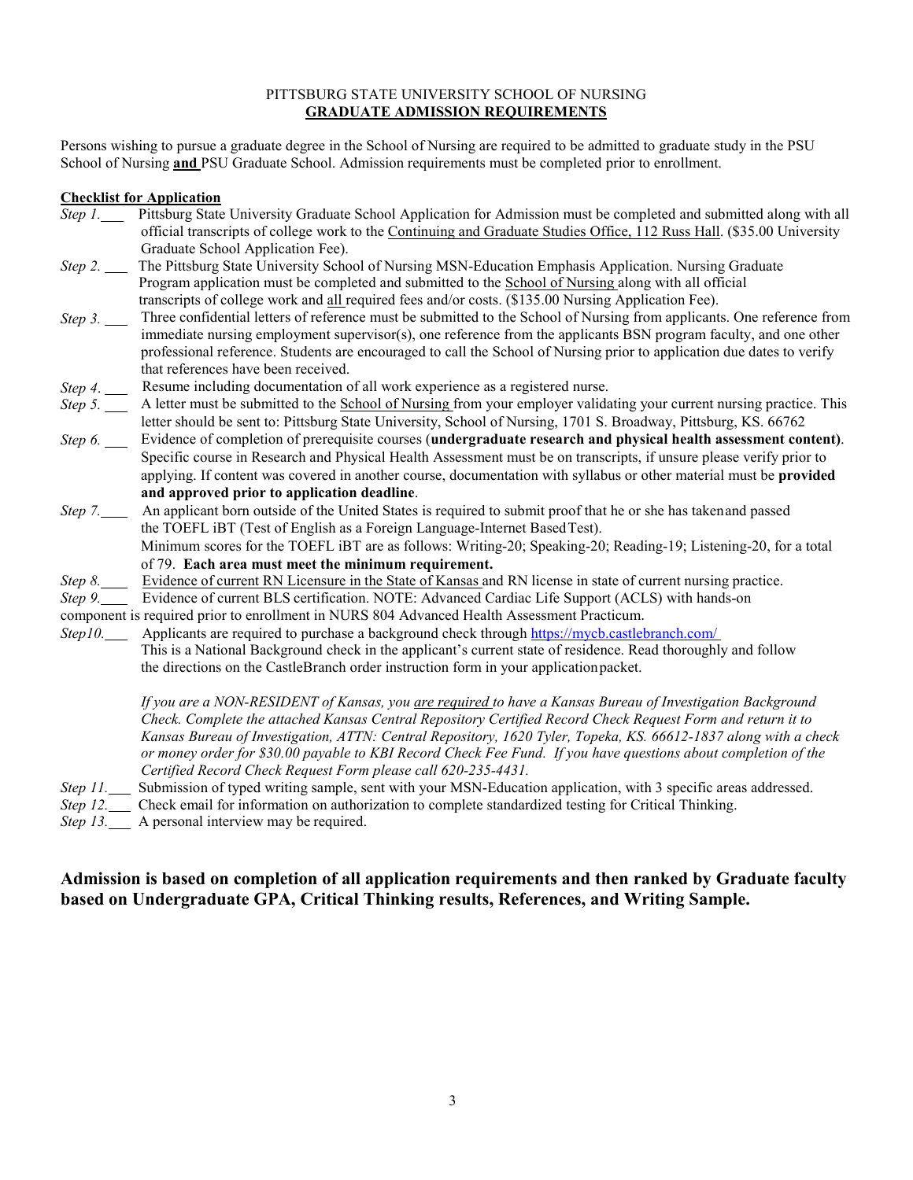PITTSBURG STATE UNIVERSITY SCHOOL OF NURSING

**GRADUATE ADMISSION REQUIREMENTS**

Persons wishing to pursue a graduate degree in the School of Nursing are required to be admitted to graduate study in the PSU School of Nursing **and** PSU Graduate School. Admission requirements must be completed prior to enrollment.

**Checklist for Application**

*Step 1.* ___ Pittsburg State University Graduate School Application for Admission must be completed and submitted along with all official transcripts of college work to the Continuing and Graduate Studies Office, 112 Russ Hall. ($35.00 University Graduate School Application Fee).

*Step 2.* ___ The Pittsburg State University School of Nursing MSN-Education Emphasis Application. Nursing Graduate Program application must be completed and submitted to the School of Nursing along with all official transcripts of college work and all required fees and/or costs. ($135.00 Nursing Application Fee).

*Step 3.* ___ Three confidential letters of reference must be submitted to the School of Nursing from applicants. One reference from immediate nursing employment supervisor(s), one reference from the applicants BSN program faculty, and one other professional reference. Students are encouraged to call the School of Nursing prior to application due dates to verify that references have been received.

*Step 4.* ___ Resume including documentation of all work experience as a registered nurse.

*Step 5.* ___ A letter must be submitted to the School of Nursing from your employer validating your current nursing practice. This letter should be sent to: Pittsburg State University, School of Nursing, 1701 S. Broadway, Pittsburg, KS. 66762

*Step 6.* ___ Evidence of completion of prerequisite courses (**undergraduate research and physical health assessment content)**. Specific course in Research and Physical Health Assessment must be on transcripts, if unsure please verify prior to applying. If content was covered in another course, documentation with syllabus or other material must be **provided and approved prior to application deadline**.

*Step 7.* ___ An applicant born outside of the United States is required to submit proof that he or she has taken and passed the TOEFL iBT (Test of English as a Foreign Language-Internet Based Test). Minimum scores for the TOEFL iBT are as follows: Writing-20; Speaking-20; Reading-19; Listening-20, for a total of 79. **Each area must meet the minimum requirement.**

*Step 8.* ___ Evidence of current RN Licensure in the State of Kansas and RN license in state of current nursing practice.

*Step 9.* ___ Evidence of current BLS certification. NOTE: Advanced Cardiac Life Support (ACLS) with hands-on component is required prior to enrollment in NURS 804 Advanced Health Assessment Practicum.

*Step10.* ___ Applicants are required to purchase a background check through https://mycb.castlebranch.com/ This is a National Background check in the applicant's current state of residence. Read thoroughly and follow the directions on the CastleBranch order instruction form in your application packet.

*If you are a NON-RESIDENT of Kansas, you are required to have a Kansas Bureau of Investigation Background Check. Complete the attached Kansas Central Repository Certified Record Check Request Form and return it to Kansas Bureau of Investigation, ATTN: Central Repository, 1620 Tyler, Topeka, KS. 66612-1837 along with a check or money order for $30.00 payable to KBI Record Check Fee Fund. If you have questions about completion of the Certified Record Check Request Form please call 620-235-4431.*

*Step 11.* ___ Submission of typed writing sample, sent with your MSN-Education application, with 3 specific areas addressed.

*Step 12.* ___ Check email for information on authorization to complete standardized testing for Critical Thinking.

*Step 13.* ___ A personal interview may be required.

**Admission is based on completion of all application requirements and then ranked by Graduate faculty based on Undergraduate GPA, Critical Thinking results, References, and Writing Sample.**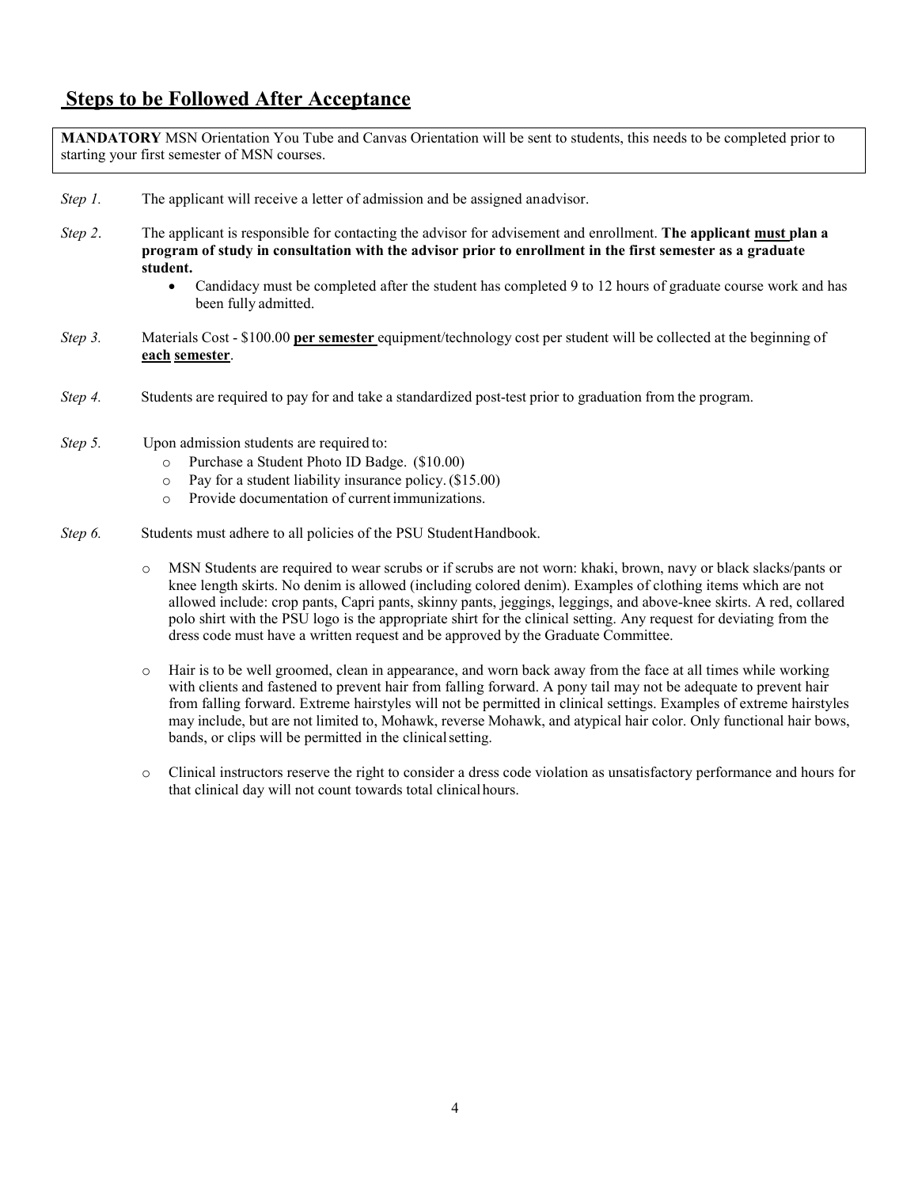## Steps to be Followed After Acceptance

**MANDATORY** MSN Orientation You Tube and Canvas Orientation will be sent to students, this needs to be completed prior to starting your first semester of MSN courses.

*Step 1.* The applicant will receive a letter of admission and be assigned an advisor.

*Step 2.* The applicant is responsible for contacting the advisor for advisement and enrollment. **The applicant must plan a program of study in consultation with the advisor prior to enrollment in the first semester as a graduate student.**

- Candidacy must be completed after the student has completed 9 to 12 hours of graduate course work and has been fully admitted.

*Step 3.* Materials Cost - $100.00 **per semester** equipment/technology cost per student will be collected at the beginning of **each semester**.

*Step 4.* Students are required to pay for and take a standardized post-test prior to graduation from the program.

*Step 5.* Upon admission students are required to:

- Purchase a Student Photo ID Badge. ($10.00)
- Pay for a student liability insurance policy. ($15.00)
- Provide documentation of current immunizations.

*Step 6.* Students must adhere to all policies of the PSU Student Handbook.

- MSN Students are required to wear scrubs or if scrubs are not worn: khaki, brown, navy or black slacks/pants or knee length skirts. No denim is allowed (including colored denim). Examples of clothing items which are not allowed include: crop pants, Capri pants, skinny pants, jeggings, leggings, and above-knee skirts. A red, collared polo shirt with the PSU logo is the appropriate shirt for the clinical setting. Any request for deviating from the dress code must have a written request and be approved by the Graduate Committee.

- Hair is to be well groomed, clean in appearance, and worn back away from the face at all times while working with clients and fastened to prevent hair from falling forward. A pony tail may not be adequate to prevent hair from falling forward. Extreme hairstyles will not be permitted in clinical settings. Examples of extreme hairstyles may include, but are not limited to, Mohawk, reverse Mohawk, and atypical hair color. Only functional hair bows, bands, or clips will be permitted in the clinical setting.

- Clinical instructors reserve the right to consider a dress code violation as unsatisfactory performance and hours for that clinical day will not count towards total clinical hours.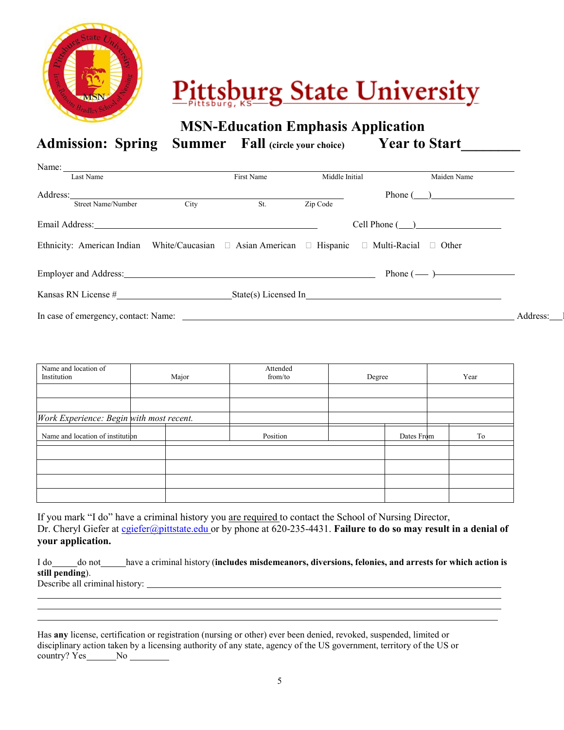# Pittsburg State University

Pittsburg, KS

## MSN-Education Emphasis Application

**Admission: Spring Summer Fall** (circle your choice) **Year to Start________**

Name: ___________________________________________________________________
Last Name First Name Middle Initial Maiden Name

Address: _______________________________________________ Phone (___)_______________
Street Name/Number City St. Zip Code

Email Address: ________________________________________ Cell Phone (___)_______________

Ethnicity: American Indian White/Caucasian ☐ Asian American ☐ Hispanic ☐ Multi-Racial ☐ Other

Employer and Address: ________________________________________ Phone (— )_______________

Kansas RN License #_____________________ State(s) Licensed In_______________________________

In case of emergency, contact: Name: ____________________________________________ Address:___

| Name and location of Institution | Major | Attended from/to | Degree | Year |
| --- | --- | --- | --- | --- |
| | | | | |
| | | | | |

*Work Experience: Begin with most recent.*

| Name and location of institution | Position | Dates From | To |
| --- | --- | --- | --- |
| | | | |
| | | | |
| | | | |
| | | | |

If you mark "I do" have a criminal history you are required to contact the School of Nursing Director, Dr. Cheryl Giefer at cgiefer@pittstate.edu or by phone at 620-235-4431. **Failure to do so may result in a denial of your application.**

I do_____do not_____have a criminal history (**includes misdemeanors, diversions, felonies, and arrests for which action is still pending**).

Describe all criminal history: ___________________________________________________________

______________________________________________________________________________

______________________________________________________________________________

______________________________________________________________________________

Has **any** license, certification or registration (nursing or other) ever been denied, revoked, suspended, limited or disciplinary action taken by a licensing authority of any state, agency of the US government, territory of the US or country? Yes_______No _________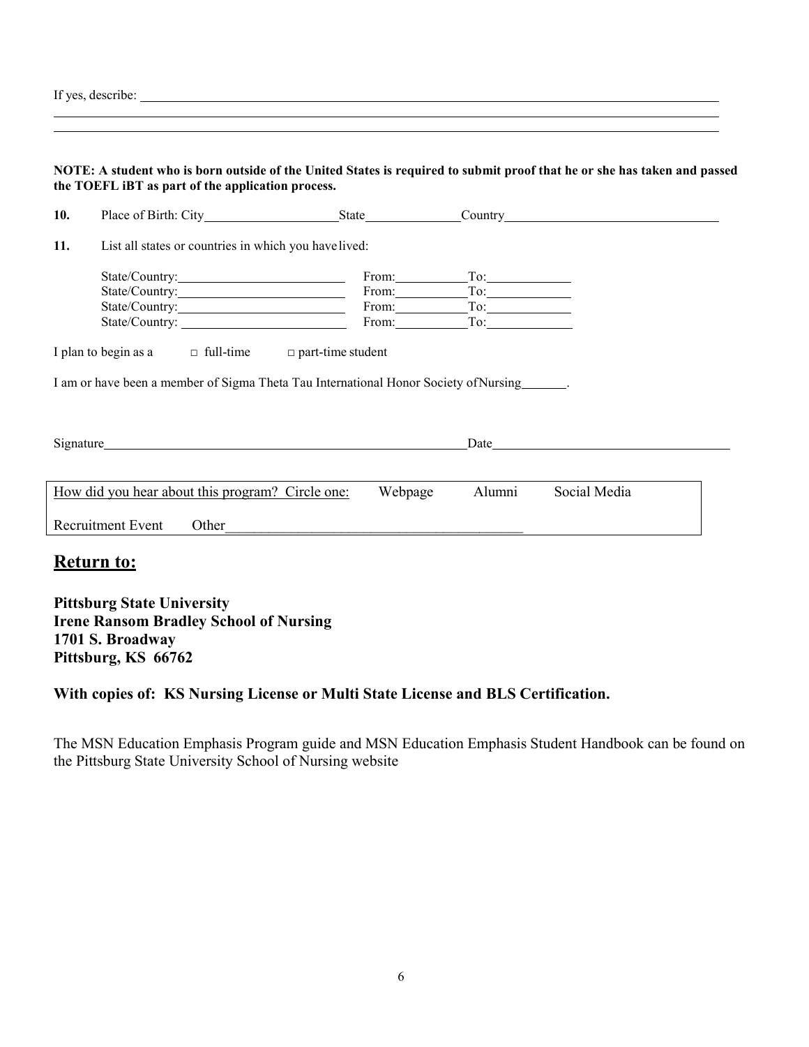If yes, describe: ______________________________________________________________________________

______________________________________________________________________________________________

______________________________________________________________________________________________

**NOTE: A student who is born outside of the United States is required to submit proof that he or she has taken and passed the TOEFL iBT as part of the application process.**

**10.** Place of Birth: City____________________ State______________ Country________________________________

**11.** List all states or countries in which you have lived:

State/Country:________________________ From:__________ To:____________
State/Country:________________________ From:__________ To:____________
State/Country:________________________ From:__________ To:____________
State/Country:________________________ From:__________ To:____________

I plan to begin as a □ full-time □ part-time student

I am or have been a member of Sigma Theta Tau International Honor Society of Nursing_______.

Signature__________________________________________________________ Date____________________________________

| How did you hear about this program? Circle one: Webpage Alumni Social Media |
|---|
| Recruitment Event Other__________________________________________ |

## Return to:

**Pittsburg State University**
**Irene Ransom Bradley School of Nursing**
**1701 S. Broadway**
**Pittsburg, KS 66762**

**With copies of: KS Nursing License or Multi State License and BLS Certification.**

The MSN Education Emphasis Program guide and MSN Education Emphasis Student Handbook can be found on the Pittsburg State University School of Nursing website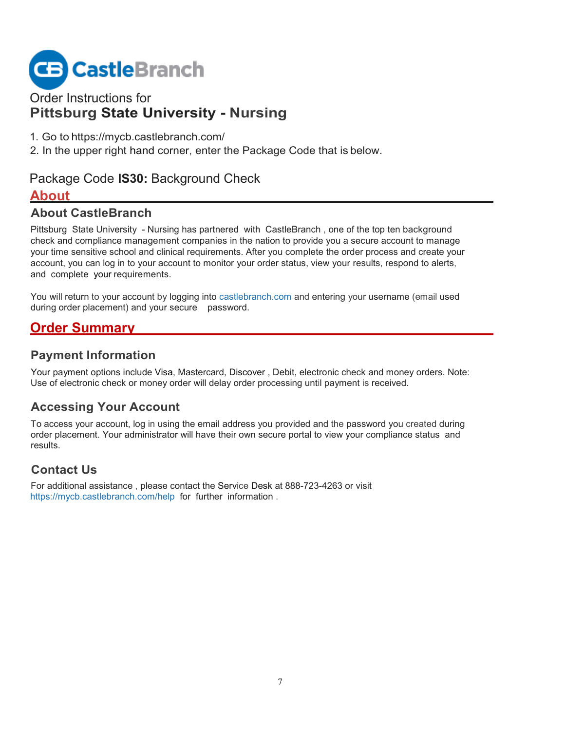CastleBranch

Order Instructions for

# Pittsburg State University - Nursing

1. Go to https://mycb.castlebranch.com/
2. In the upper right hand corner, enter the Package Code that is below.

Package Code **IS30:** Background Check

## About

### About CastleBranch

Pittsburg State University - Nursing has partnered with CastleBranch , one of the top ten background check and compliance management companies in the nation to provide you a secure account to manage your time sensitive school and clinical requirements. After you complete the order process and create your account, you can log in to your account to monitor your order status, view your results, respond to alerts, and complete your requirements.

You will return to your account by logging into castlebranch.com and entering your username (email used during order placement) and your secure password.

## Order Summary

### Payment Information

Your payment options include Visa, Mastercard, Discover , Debit, electronic check and money orders. Note: Use of electronic check or money order will delay order processing until payment is received.

### Accessing Your Account

To access your account, log in using the email address you provided and the password you created during order placement. Your administrator will have their own secure portal to view your compliance status and results.

### Contact Us

For additional assistance , please contact the Service Desk at 888-723-4263 or visit https://mycb.castlebranch.com/help for further information .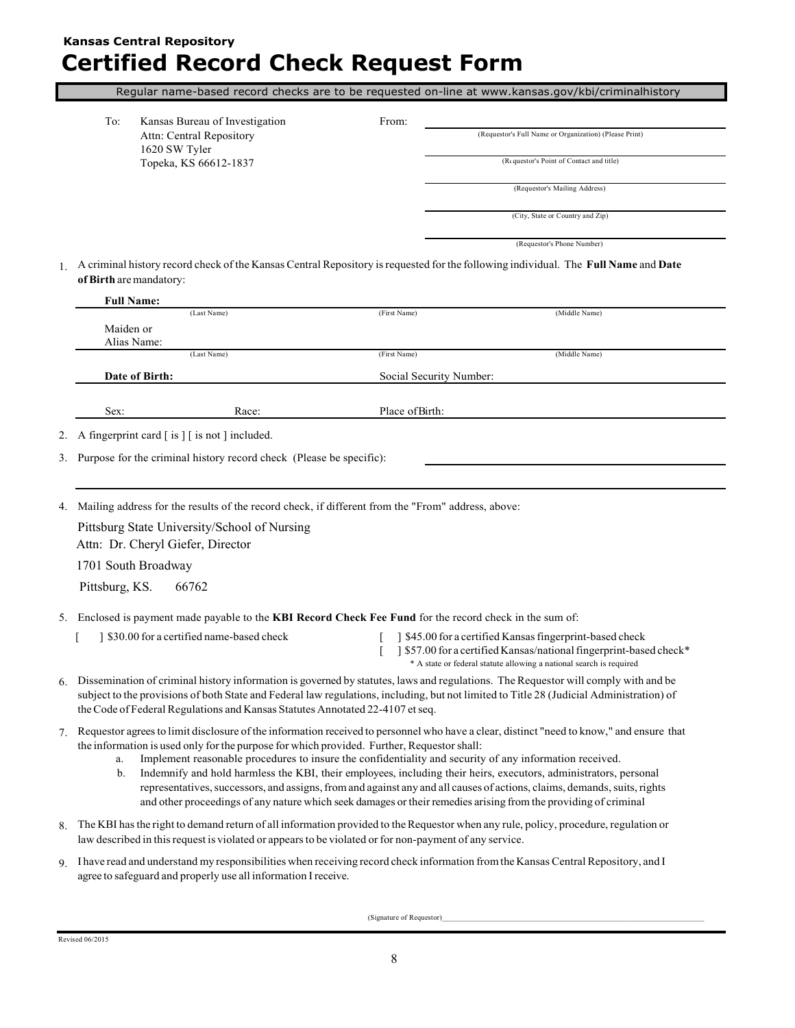**Kansas Central Repository**

# Certified Record Check Request Form

Regular name-based record checks are to be requested on-line at www.kansas.gov/kbi/criminalhistory

To: Kansas Bureau of Investigation
Attn: Central Repository
1620 SW Tyler
Topeka, KS 66612-1837

From:

______________________________
(Requestor's Full Name or Organization) (Please Print)

______________________________
(Requestor's Point of Contact and title)

______________________________
(Requestor's Mailing Address)

______________________________
(City, State or Country and Zip)

______________________________
(Requestor's Phone Number)

1. A criminal history record check of the Kansas Central Repository is requested for the following individual. The **Full Name** and **Date of Birth** are mandatory:

**Full Name:** ______________________________
(Last Name) (First Name) (Middle Name)

Maiden or Alias Name: ______________________________
(Last Name) (First Name) (Middle Name)

**Date of Birth:** ____________ Social Security Number: ____________

Sex: ____________ Race: ____________ Place of Birth: ____________

2. A fingerprint card [ is ] [ is not ] included.

3. Purpose for the criminal history record check (Please be specific): ______________________________

4. Mailing address for the results of the record check, if different from the "From" address, above:

Pittsburg State University/School of Nursing
Attn: Dr. Cheryl Giefer, Director
1701 South Broadway
Pittsburg, KS. 66762

5. Enclosed is payment made payable to the **KBI Record Check Fee Fund** for the record check in the sum of:

[ ] $30.00 for a certified name-based check
[ ] $45.00 for a certified Kansas fingerprint-based check
[ ] $57.00 for a certified Kansas/national fingerprint-based check*
\* A state or federal statute allowing a national search is required

6. Dissemination of criminal history information is governed by statutes, laws and regulations. The Requestor will comply with and be subject to the provisions of both State and Federal law regulations, including, but not limited to Title 28 (Judicial Administration) of the Code of Federal Regulations and Kansas Statutes Annotated 22-4107 et seq.

7. Requestor agrees to limit disclosure of the information received to personnel who have a clear, distinct "need to know," and ensure that the information is used only for the purpose for which provided. Further, Requestor shall:
   a. Implement reasonable procedures to insure the confidentiality and security of any information received.
   b. Indemnify and hold harmless the KBI, their employees, including their heirs, executors, administrators, personal representatives, successors, and assigns, from and against any and all causes of actions, claims, demands, suits, rights and other proceedings of any nature which seek damages or their remedies arising from the providing of criminal

8. The KBI has the right to demand return of all information provided to the Requestor when any rule, policy, procedure, regulation or law described in this request is violated or appears to be violated or for non-payment of any service.

9. I have read and understand my responsibilities when receiving record check information from the Kansas Central Repository, and I agree to safeguard and properly use all information I receive.

(Signature of Requestor)______________________________

Revised 06/2015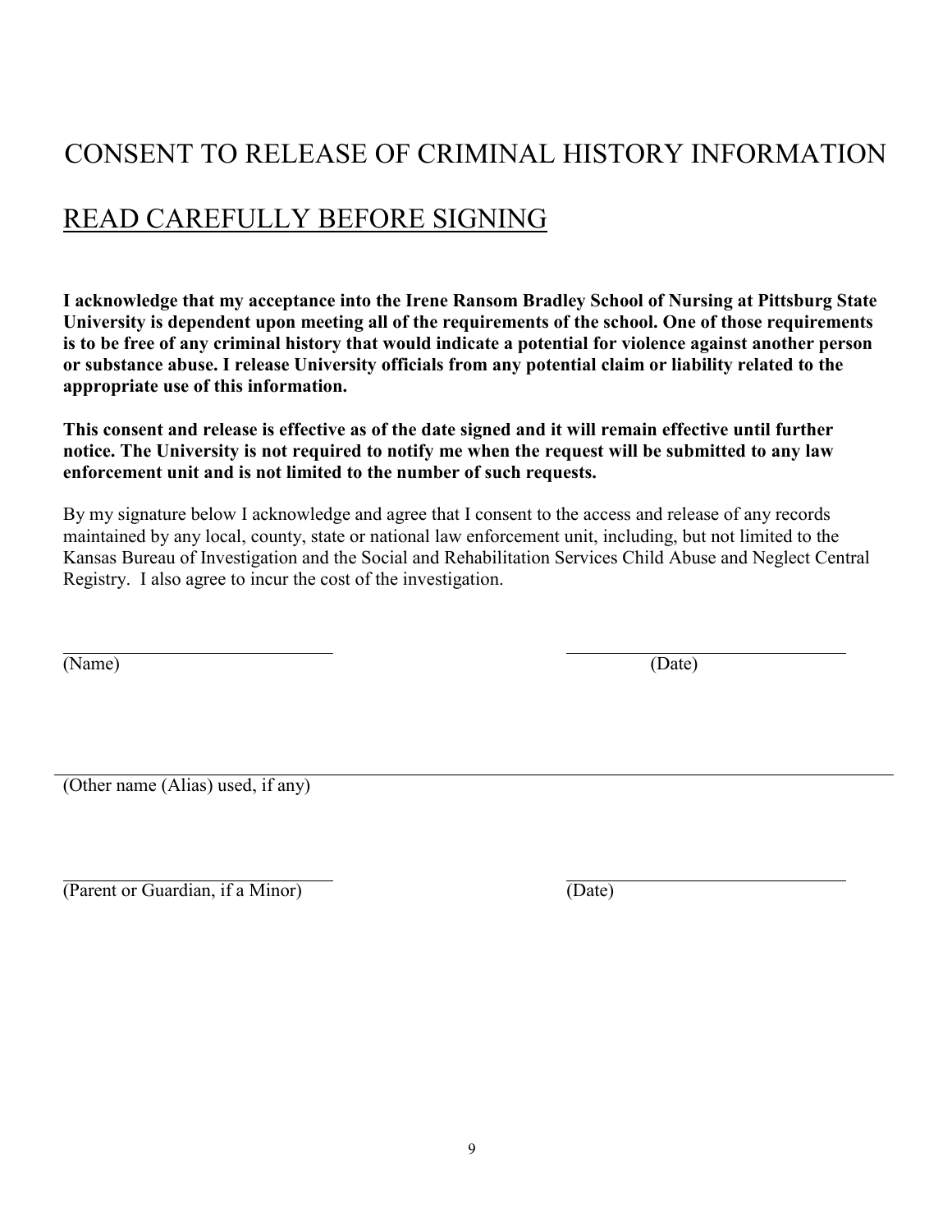# CONSENT TO RELEASE OF CRIMINAL HISTORY INFORMATION

## READ CAREFULLY BEFORE SIGNING

**I acknowledge that my acceptance into the Irene Ransom Bradley School of Nursing at Pittsburg State University is dependent upon meeting all of the requirements of the school. One of those requirements is to be free of any criminal history that would indicate a potential for violence against another person or substance abuse. I release University officials from any potential claim or liability related to the appropriate use of this information.**

**This consent and release is effective as of the date signed and it will remain effective until further notice. The University is not required to notify me when the request will be submitted to any law enforcement unit and is not limited to the number of such requests.**

By my signature below I acknowledge and agree that I consent to the access and release of any records maintained by any local, county, state or national law enforcement unit, including, but not limited to the Kansas Bureau of Investigation and the Social and Rehabilitation Services Child Abuse and Neglect Central Registry. I also agree to incur the cost of the investigation.

\_\_\_\_\_\_\_\_\_\_\_\_\_\_\_\_\_\_\_\_\_\_\_\_\_\_\_\_ \_\_\_\_\_\_\_\_\_\_\_\_\_\_\_\_\_\_\_\_\_\_\_\_\_\_\_\_

(Name) (Date)

\_\_\_\_\_\_\_\_\_\_\_\_\_\_\_\_\_\_\_\_\_\_\_\_\_\_\_\_\_\_\_\_\_\_\_\_\_\_\_\_\_\_\_\_\_\_\_\_\_\_\_\_\_\_\_\_

(Other name (Alias) used, if any)

\_\_\_\_\_\_\_\_\_\_\_\_\_\_\_\_\_\_\_\_\_\_\_\_\_\_\_\_ \_\_\_\_\_\_\_\_\_\_\_\_\_\_\_\_\_\_\_\_\_\_\_\_\_\_\_\_

(Parent or Guardian, if a Minor) (Date)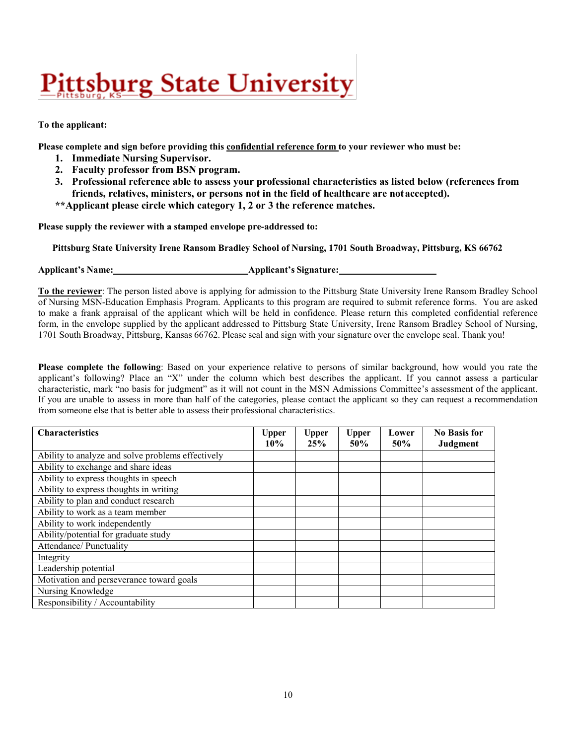# Pittsburg State University

Pittsburg, KS

**To the applicant:**

**Please complete and sign before providing this confidential reference form to your reviewer who must be:**

1. **Immediate Nursing Supervisor.**
2. **Faculty professor from BSN program.**
3. **Professional reference able to assess your professional characteristics as listed below (references from friends, relatives, ministers, or persons not in the field of healthcare are not accepted).**

****Applicant please circle which category 1, 2 or 3 the reference matches.**

**Please supply the reviewer with a stamped envelope pre-addressed to:**

**Pittsburg State University Irene Ransom Bradley School of Nursing, 1701 South Broadway, Pittsburg, KS 66762**

**Applicant's Name:**\_\_\_\_\_\_\_\_\_\_\_\_\_\_\_\_\_\_\_\_\_\_\_\_\_\_\_\_ **Applicant's Signature:**\_\_\_\_\_\_\_\_\_\_\_\_\_\_\_\_\_\_\_\_\_\_

**To the reviewer**: The person listed above is applying for admission to the Pittsburg State University Irene Ransom Bradley School of Nursing MSN-Education Emphasis Program. Applicants to this program are required to submit reference forms. You are asked to make a frank appraisal of the applicant which will be held in confidence. Please return this completed confidential reference form, in the envelope supplied by the applicant addressed to Pittsburg State University, Irene Ransom Bradley School of Nursing, 1701 South Broadway, Pittsburg, Kansas 66762. Please seal and sign with your signature over the envelope seal. Thank you!

**Please complete the following**: Based on your experience relative to persons of similar background, how would you rate the applicant's following? Place an "X" under the column which best describes the applicant. If you cannot assess a particular characteristic, mark "no basis for judgment" as it will not count in the MSN Admissions Committee's assessment of the applicant. If you are unable to assess in more than half of the categories, please contact the applicant so they can request a recommendation from someone else that is better able to assess their professional characteristics.

| Characteristics | Upper 10% | Upper 25% | Upper 50% | Lower 50% | No Basis for Judgment |
|---|---|---|---|---|---|
| Ability to analyze and solve problems effectively | | | | | |
| Ability to exchange and share ideas | | | | | |
| Ability to express thoughts in speech | | | | | |
| Ability to express thoughts in writing | | | | | |
| Ability to plan and conduct research | | | | | |
| Ability to work as a team member | | | | | |
| Ability to work independently | | | | | |
| Ability/potential for graduate study | | | | | |
| Attendance/ Punctuality | | | | | |
| Integrity | | | | | |
| Leadership potential | | | | | |
| Motivation and perseverance toward goals | | | | | |
| Nursing Knowledge | | | | | |
| Responsibility / Accountability | | | | | |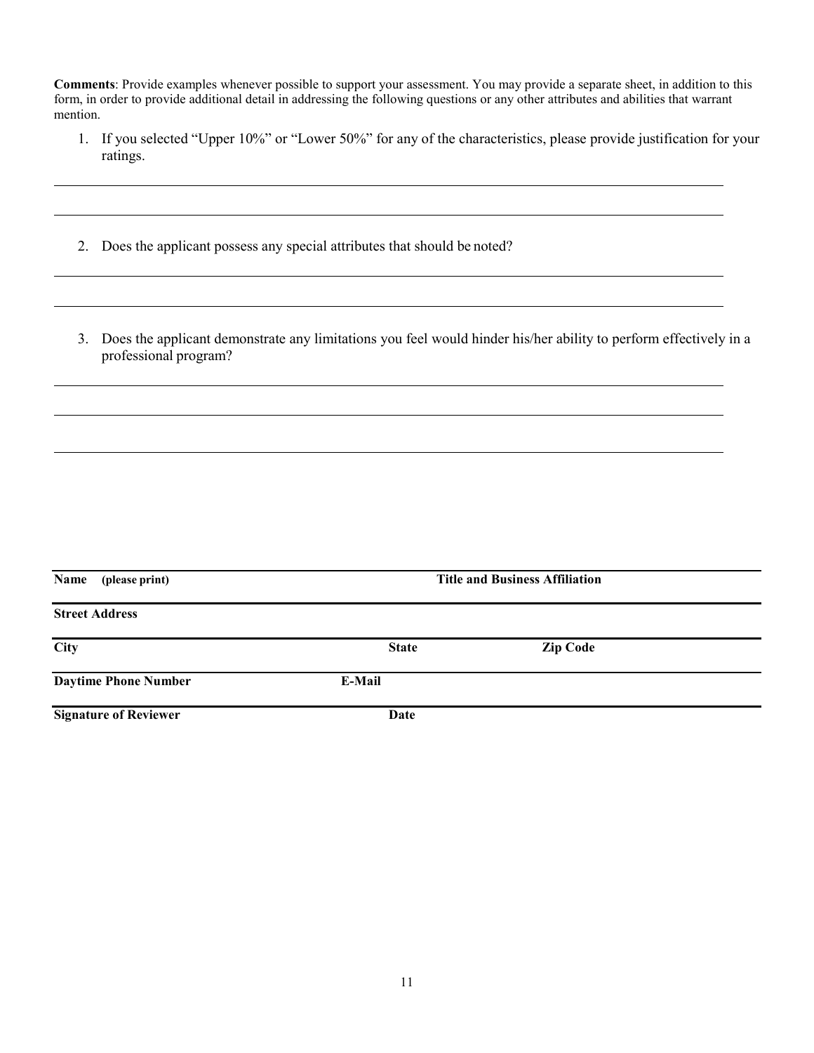**Comments**: Provide examples whenever possible to support your assessment. You may provide a separate sheet, in addition to this form, in order to provide additional detail in addressing the following questions or any other attributes and abilities that warrant mention.

1. If you selected "Upper 10%" or "Lower 50%" for any of the characteristics, please provide justification for your ratings.

_______________________________________________________________________________

_______________________________________________________________________________

2. Does the applicant possess any special attributes that should be noted?

_______________________________________________________________________________

_______________________________________________________________________________

3. Does the applicant demonstrate any limitations you feel would hinder his/her ability to perform effectively in a professional program?

_______________________________________________________________________________

_______________________________________________________________________________

_______________________________________________________________________________

| | | |
|---|---|---|
| **Name (please print)** | **Title and Business Affiliation** | |
| **Street Address** | | |
| **City** | **State** | **Zip Code** |
| **Daytime Phone Number** | **E-Mail** | |
| **Signature of Reviewer** | **Date** | |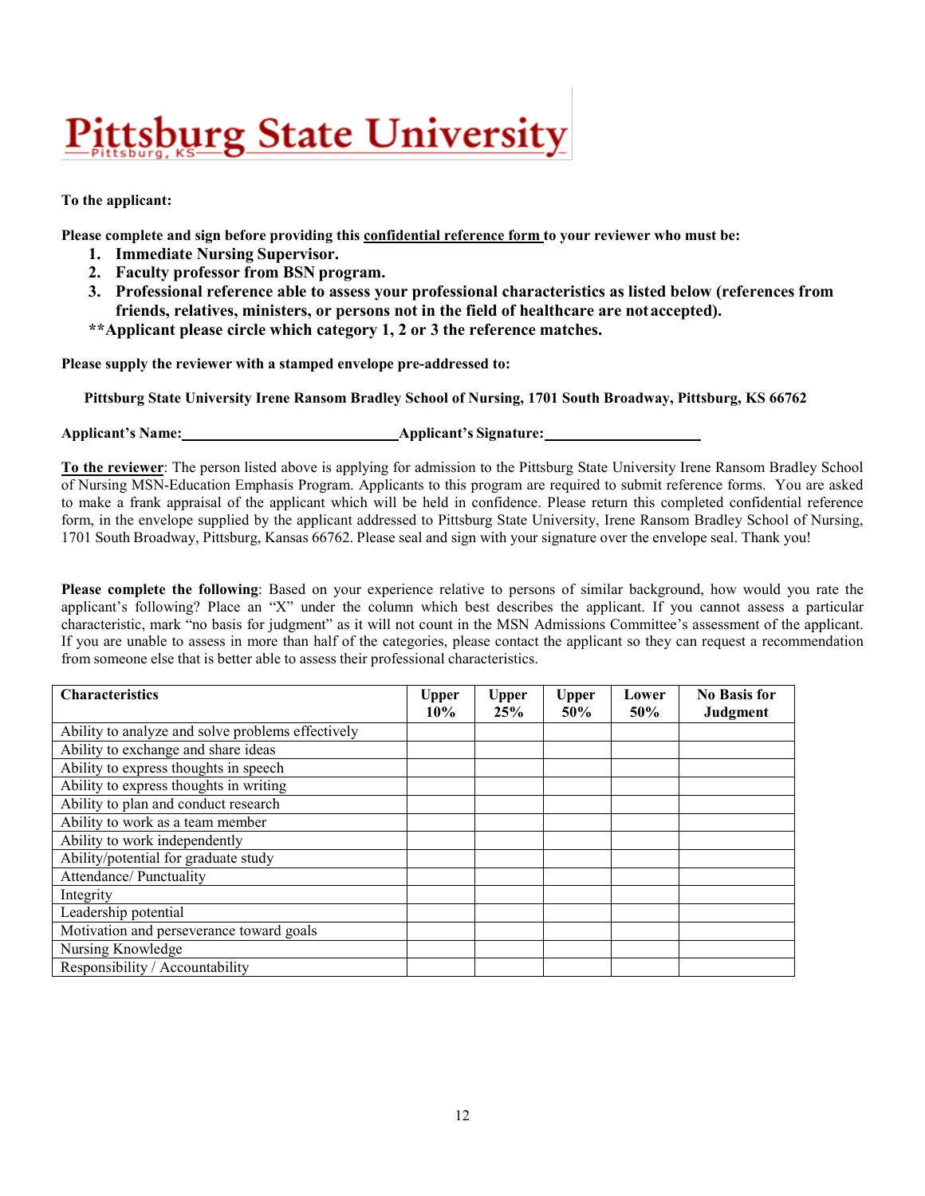# Pittsburg State University

Pittsburg, KS

**To the applicant:**

**Please complete and sign before providing this <u>confidential reference form</u> to your reviewer who must be:**

1. **Immediate Nursing Supervisor.**
2. **Faculty professor from BSN program.**
3. **Professional reference able to assess your professional characteristics as listed below (references from friends, relatives, ministers, or persons not in the field of healthcare are not accepted).**

****Applicant please circle which category 1, 2 or 3 the reference matches.**

**Please supply the reviewer with a stamped envelope pre-addressed to:**

**Pittsburg State University Irene Ransom Bradley School of Nursing, 1701 South Broadway, Pittsburg, KS 66762**

**Applicant's Name:**\_\_\_\_\_\_\_\_\_\_\_\_\_\_\_\_\_\_\_\_\_\_\_\_\_\_\_\_ **Applicant's Signature:**\_\_\_\_\_\_\_\_\_\_\_\_\_\_\_\_\_\_\_\_\_\_

**<u>To the reviewer</u>**: The person listed above is applying for admission to the Pittsburg State University Irene Ransom Bradley School of Nursing MSN-Education Emphasis Program. Applicants to this program are required to submit reference forms. You are asked to make a frank appraisal of the applicant which will be held in confidence. Please return this completed confidential reference form, in the envelope supplied by the applicant addressed to Pittsburg State University, Irene Ransom Bradley School of Nursing, 1701 South Broadway, Pittsburg, Kansas 66762. Please seal and sign with your signature over the envelope seal. Thank you!

**Please complete the following**: Based on your experience relative to persons of similar background, how would you rate the applicant's following? Place an "X" under the column which best describes the applicant. If you cannot assess a particular characteristic, mark "no basis for judgment" as it will not count in the MSN Admissions Committee's assessment of the applicant. If you are unable to assess in more than half of the categories, please contact the applicant so they can request a recommendation from someone else that is better able to assess their professional characteristics.

| Characteristics | Upper 10% | Upper 25% | Upper 50% | Lower 50% | No Basis for Judgment |
|---|---|---|---|---|---|
| Ability to analyze and solve problems effectively | | | | | |
| Ability to exchange and share ideas | | | | | |
| Ability to express thoughts in speech | | | | | |
| Ability to express thoughts in writing | | | | | |
| Ability to plan and conduct research | | | | | |
| Ability to work as a team member | | | | | |
| Ability to work independently | | | | | |
| Ability/potential for graduate study | | | | | |
| Attendance/ Punctuality | | | | | |
| Integrity | | | | | |
| Leadership potential | | | | | |
| Motivation and perseverance toward goals | | | | | |
| Nursing Knowledge | | | | | |
| Responsibility / Accountability | | | | | |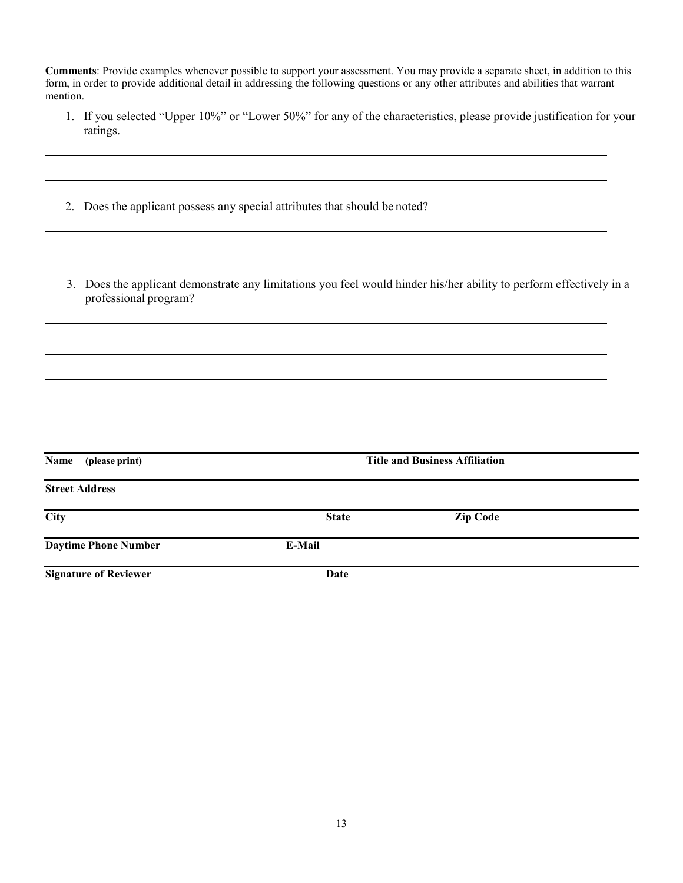**Comments**: Provide examples whenever possible to support your assessment. You may provide a separate sheet, in addition to this form, in order to provide additional detail in addressing the following questions or any other attributes and abilities that warrant mention.

1. If you selected "Upper 10%" or "Lower 50%" for any of the characteristics, please provide justification for your ratings.

___________________________________________________________________________

___________________________________________________________________________

2. Does the applicant possess any special attributes that should be noted?

___________________________________________________________________________

___________________________________________________________________________

3. Does the applicant demonstrate any limitations you feel would hinder his/her ability to perform effectively in a professional program?

___________________________________________________________________________

___________________________________________________________________________

___________________________________________________________________________

| **Name (please print)** | | **Title and Business Affiliation** |
|---|---|---|
| **Street Address** | | |
| **City** | **State** | **Zip Code** |
| **Daytime Phone Number** | **E-Mail** | |
| **Signature of Reviewer** | **Date** | |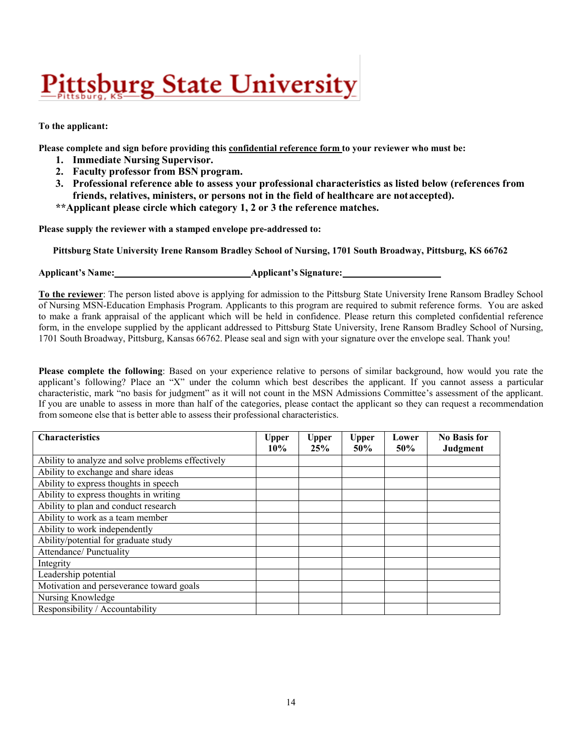# Pittsburg State University

**To the applicant:**

**Please complete and sign before providing this confidential reference form to your reviewer who must be:**

1. **Immediate Nursing Supervisor.**
2. **Faculty professor from BSN program.**
3. **Professional reference able to assess your professional characteristics as listed below (references from friends, relatives, ministers, or persons not in the field of healthcare are not accepted).**

****Applicant please circle which category 1, 2 or 3 the reference matches.**

**Please supply the reviewer with a stamped envelope pre-addressed to:**

**Pittsburg State University Irene Ransom Bradley School of Nursing, 1701 South Broadway, Pittsburg, KS 66762**

**Applicant's Name:**\_\_\_\_\_\_\_\_\_\_\_\_\_\_\_\_\_\_\_\_\_\_\_\_\_\_\_\_**Applicant's Signature:**\_\_\_\_\_\_\_\_\_\_\_\_\_\_\_\_\_\_\_\_\_

**To the reviewer**: The person listed above is applying for admission to the Pittsburg State University Irene Ransom Bradley School of Nursing MSN-Education Emphasis Program. Applicants to this program are required to submit reference forms. You are asked to make a frank appraisal of the applicant which will be held in confidence. Please return this completed confidential reference form, in the envelope supplied by the applicant addressed to Pittsburg State University, Irene Ransom Bradley School of Nursing, 1701 South Broadway, Pittsburg, Kansas 66762. Please seal and sign with your signature over the envelope seal. Thank you!

**Please complete the following**: Based on your experience relative to persons of similar background, how would you rate the applicant's following? Place an "X" under the column which best describes the applicant. If you cannot assess a particular characteristic, mark "no basis for judgment" as it will not count in the MSN Admissions Committee's assessment of the applicant. If you are unable to assess in more than half of the categories, please contact the applicant so they can request a recommendation from someone else that is better able to assess their professional characteristics.

| Characteristics | Upper 10% | Upper 25% | Upper 50% | Lower 50% | No Basis for Judgment |
|---|---|---|---|---|---|
| Ability to analyze and solve problems effectively | | | | | |
| Ability to exchange and share ideas | | | | | |
| Ability to express thoughts in speech | | | | | |
| Ability to express thoughts in writing | | | | | |
| Ability to plan and conduct research | | | | | |
| Ability to work as a team member | | | | | |
| Ability to work independently | | | | | |
| Ability/potential for graduate study | | | | | |
| Attendance/ Punctuality | | | | | |
| Integrity | | | | | |
| Leadership potential | | | | | |
| Motivation and perseverance toward goals | | | | | |
| Nursing Knowledge | | | | | |
| Responsibility / Accountability | | | | | |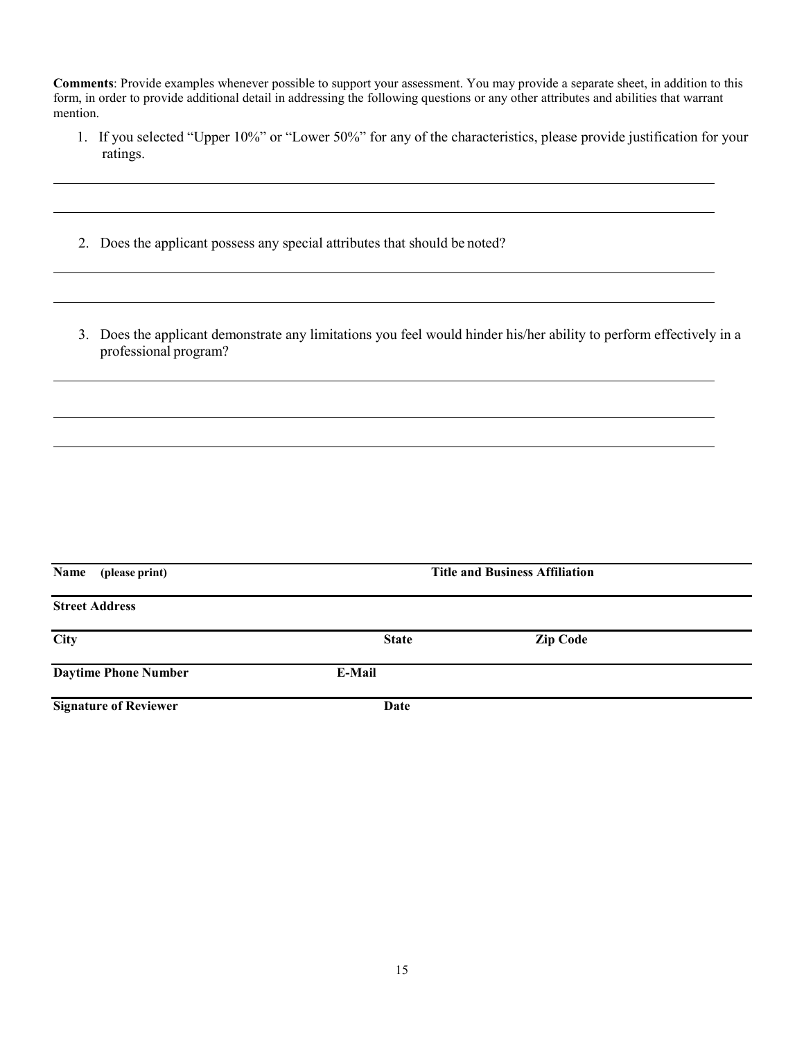**Comments**: Provide examples whenever possible to support your assessment. You may provide a separate sheet, in addition to this form, in order to provide additional detail in addressing the following questions or any other attributes and abilities that warrant mention.

1. If you selected "Upper 10%" or "Lower 50%" for any of the characteristics, please provide justification for your ratings.

2. Does the applicant possess any special attributes that should be noted?

3. Does the applicant demonstrate any limitations you feel would hinder his/her ability to perform effectively in a professional program?

**Name** **(please print)** **Title and Business Affiliation**

**Street Address**

**City** **State** **Zip Code**

**Daytime Phone Number** **E-Mail**

**Signature of Reviewer** **Date**